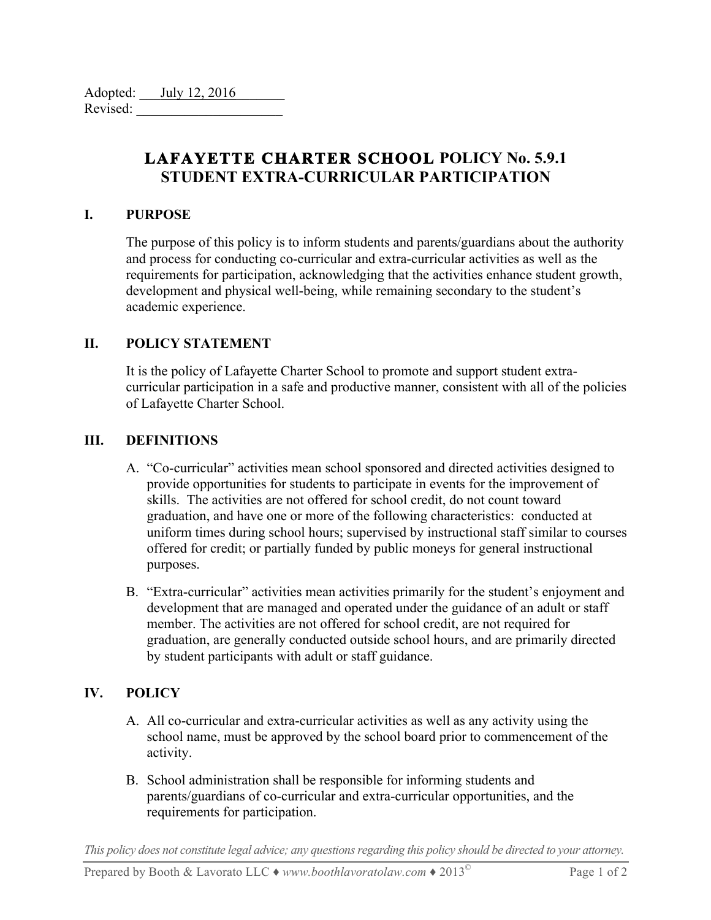Adopted: July 12, 2016
Revised: ____________________

# LAFAYETTE CHARTER SCHOOL POLICY No. 5.9.1
# STUDENT EXTRA-CURRICULAR PARTICIPATION

## I. PURPOSE

The purpose of this policy is to inform students and parents/guardians about the authority and process for conducting co-curricular and extra-curricular activities as well as the requirements for participation, acknowledging that the activities enhance student growth, development and physical well-being, while remaining secondary to the student's academic experience.

## II. POLICY STATEMENT

It is the policy of Lafayette Charter School to promote and support student extra-curricular participation in a safe and productive manner, consistent with all of the policies of Lafayette Charter School.

## III. DEFINITIONS

A. "Co-curricular" activities mean school sponsored and directed activities designed to provide opportunities for students to participate in events for the improvement of skills. The activities are not offered for school credit, do not count toward graduation, and have one or more of the following characteristics: conducted at uniform times during school hours; supervised by instructional staff similar to courses offered for credit; or partially funded by public moneys for general instructional purposes.

B. "Extra-curricular" activities mean activities primarily for the student's enjoyment and development that are managed and operated under the guidance of an adult or staff member. The activities are not offered for school credit, are not required for graduation, are generally conducted outside school hours, and are primarily directed by student participants with adult or staff guidance.

## IV. POLICY

A. All co-curricular and extra-curricular activities as well as any activity using the school name, must be approved by the school board prior to commencement of the activity.

B. School administration shall be responsible for informing students and parents/guardians of co-curricular and extra-curricular opportunities, and the requirements for participation.

*This policy does not constitute legal advice; any questions regarding this policy should be directed to your attorney.*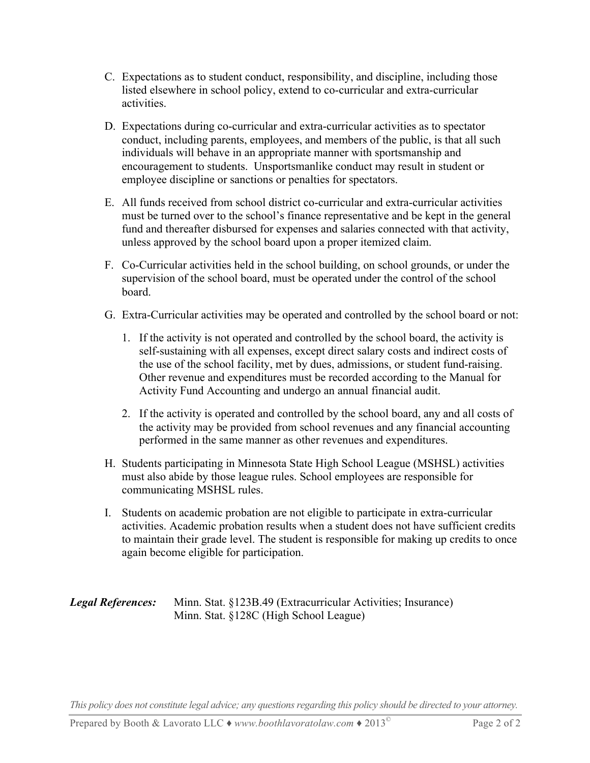C. Expectations as to student conduct, responsibility, and discipline, including those listed elsewhere in school policy, extend to co-curricular and extra-curricular activities.

D. Expectations during co-curricular and extra-curricular activities as to spectator conduct, including parents, employees, and members of the public, is that all such individuals will behave in an appropriate manner with sportsmanship and encouragement to students. Unsportsmanlike conduct may result in student or employee discipline or sanctions or penalties for spectators.

E. All funds received from school district co-curricular and extra-curricular activities must be turned over to the school's finance representative and be kept in the general fund and thereafter disbursed for expenses and salaries connected with that activity, unless approved by the school board upon a proper itemized claim.

F. Co-Curricular activities held in the school building, on school grounds, or under the supervision of the school board, must be operated under the control of the school board.

G. Extra-Curricular activities may be operated and controlled by the school board or not:

   1. If the activity is not operated and controlled by the school board, the activity is self-sustaining with all expenses, except direct salary costs and indirect costs of the use of the school facility, met by dues, admissions, or student fund-raising. Other revenue and expenditures must be recorded according to the Manual for Activity Fund Accounting and undergo an annual financial audit.

   2. If the activity is operated and controlled by the school board, any and all costs of the activity may be provided from school revenues and any financial accounting performed in the same manner as other revenues and expenditures.

H. Students participating in Minnesota State High School League (MSHSL) activities must also abide by those league rules. School employees are responsible for communicating MSHSL rules.

I. Students on academic probation are not eligible to participate in extra-curricular activities. Academic probation results when a student does not have sufficient credits to maintain their grade level. The student is responsible for making up credits to once again become eligible for participation.

***Legal References:*** Minn. Stat. §123B.49 (Extracurricular Activities; Insurance)
Minn. Stat. §128C (High School League)

*This policy does not constitute legal advice; any questions regarding this policy should be directed to your attorney.*

Prepared by Booth & Lavorato LLC ♦ *www.boothlavoratolaw.com* ♦ 2013©